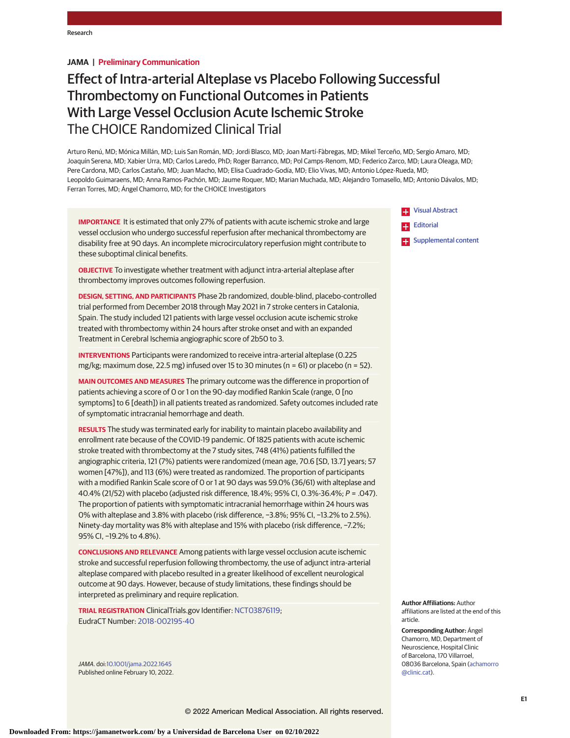JAMA | Preliminary Communication

# Effect of Intra-arterial Alteplase vs Placebo Following Successful Thrombectomy on Functional Outcomes in Patients With Large Vessel Occlusion Acute Ischemic Stroke
## The CHOICE Randomized Clinical Trial

Arturo Renú, MD; Mónica Millán, MD; Luis San Román, MD; Jordi Blasco, MD; Joan Martí-Fàbregas, MD; Mikel Terceño, MD; Sergio Amaro, MD; Joaquín Serena, MD; Xabier Urra, MD; Carlos Laredo, PhD; Roger Barranco, MD; Pol Camps-Renom, MD; Federico Zarco, MD; Laura Oleaga, MD; Pere Cardona, MD; Carlos Castaño, MD; Juan Macho, MD; Elisa Cuadrado-Godía, MD; Elio Vivas, MD; Antonio López-Rueda, MD; Leopoldo Guimaraens, MD; Anna Ramos-Pachón, MD; Jaume Roquer, MD; Marian Muchada, MD; Alejandro Tomasello, MD; Antonio Dávalos, MD; Ferran Torres, MD; Ángel Chamorro, MD; for the CHOICE Investigators

Visual Abstract

Editorial

Supplemental content

**IMPORTANCE** It is estimated that only 27% of patients with acute ischemic stroke and large vessel occlusion who undergo successful reperfusion after mechanical thrombectomy are disability free at 90 days. An incomplete microcirculatory reperfusion might contribute to these suboptimal clinical benefits.

**OBJECTIVE** To investigate whether treatment with adjunct intra-arterial alteplase after thrombectomy improves outcomes following reperfusion.

**DESIGN, SETTING, AND PARTICIPANTS** Phase 2b randomized, double-blind, placebo-controlled trial performed from December 2018 through May 2021 in 7 stroke centers in Catalonia, Spain. The study included 121 patients with large vessel occlusion acute ischemic stroke treated with thrombectomy within 24 hours after stroke onset and with an expanded Treatment in Cerebral Ischemia angiographic score of 2b50 to 3.

**INTERVENTIONS** Participants were randomized to receive intra-arterial alteplase (0.225 mg/kg; maximum dose, 22.5 mg) infused over 15 to 30 minutes (n = 61) or placebo (n = 52).

**MAIN OUTCOMES AND MEASURES** The primary outcome was the difference in proportion of patients achieving a score of 0 or 1 on the 90-day modified Rankin Scale (range, 0 [no symptoms] to 6 [death]) in all patients treated as randomized. Safety outcomes included rate of symptomatic intracranial hemorrhage and death.

**RESULTS** The study was terminated early for inability to maintain placebo availability and enrollment rate because of the COVID-19 pandemic. Of 1825 patients with acute ischemic stroke treated with thrombectomy at the 7 study sites, 748 (41%) patients fulfilled the angiographic criteria, 121 (7%) patients were randomized (mean age, 70.6 [SD, 13.7] years; 57 women [47%]), and 113 (6%) were treated as randomized. The proportion of participants with a modified Rankin Scale score of 0 or 1 at 90 days was 59.0% (36/61) with alteplase and 40.4% (21/52) with placebo (adjusted risk difference, 18.4%; 95% CI, 0.3%-36.4%; *P* = .047). The proportion of patients with symptomatic intracranial hemorrhage within 24 hours was 0% with alteplase and 3.8% with placebo (risk difference, −3.8%; 95% CI, −13.2% to 2.5%). Ninety-day mortality was 8% with alteplase and 15% with placebo (risk difference, −7.2%; 95% CI, −19.2% to 4.8%).

**CONCLUSIONS AND RELEVANCE** Among patients with large vessel occlusion acute ischemic stroke and successful reperfusion following thrombectomy, the use of adjunct intra-arterial alteplase compared with placebo resulted in a greater likelihood of excellent neurological outcome at 90 days. However, because of study limitations, these findings should be interpreted as preliminary and require replication.

**TRIAL REGISTRATION** ClinicalTrials.gov Identifier: NCT03876119; EudraCT Number: 2018-002195-40

*JAMA*. doi:10.1001/jama.2022.1645
Published online February 10, 2022.

**Author Affiliations:** Author affiliations are listed at the end of this article.

**Corresponding Author:** Ángel Chamorro, MD, Department of Neuroscience, Hospital Clinic of Barcelona, 170 Villarroel, 08036 Barcelona, Spain (achamorro@clinic.cat).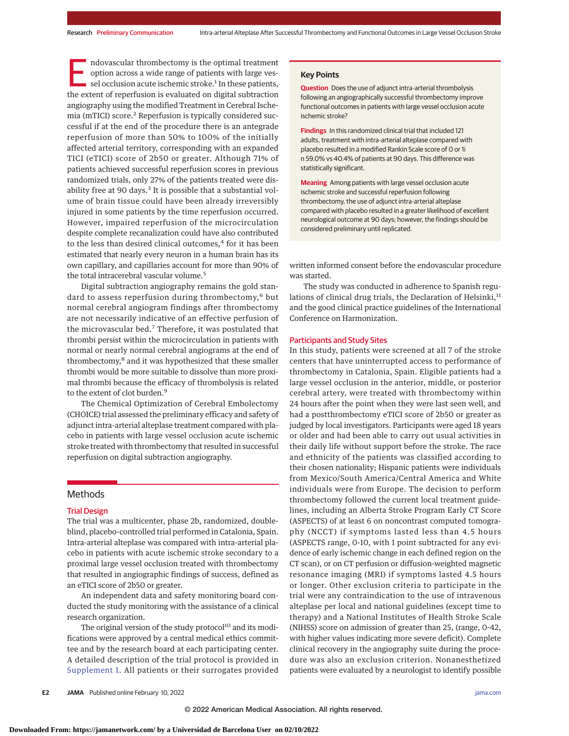Endovascular thrombectomy is the optimal treatment option across a wide range of patients with large vessel occlusion acute ischemic stroke.[1] In these patients, the extent of reperfusion is evaluated on digital subtraction angiography using the modified Treatment in Cerebral Ischemia (mTICI) score.[2] Reperfusion is typically considered successful if at the end of the procedure there is an antegrade reperfusion of more than 50% to 100% of the initially affected arterial territory, corresponding with an expanded TICI (eTICI) score of 2b50 or greater. Although 71% of patients achieved successful reperfusion scores in previous randomized trials, only 27% of the patients treated were disability free at 90 days.[3] It is possible that a substantial volume of brain tissue could have been already irreversibly injured in some patients by the time reperfusion occurred. However, impaired reperfusion of the microcirculation despite complete recanalization could have also contributed to the less than desired clinical outcomes,[4] for it has been estimated that nearly every neuron in a human brain has its own capillary, and capillaries account for more than 90% of the total intracerebral vascular volume.[5]

Digital subtraction angiography remains the gold standard to assess reperfusion during thrombectomy,[6] but normal cerebral angiogram findings after thrombectomy are not necessarily indicative of an effective perfusion of the microvascular bed.[7] Therefore, it was postulated that thrombi persist within the microcirculation in patients with normal or nearly normal cerebral angiograms at the end of thrombectomy,[8] and it was hypothesized that these smaller thrombi would be more suitable to dissolve than more proximal thrombi because the efficacy of thrombolysis is related to the extent of clot burden.[9]

The Chemical Optimization of Cerebral Embolectomy (CHOICE) trial assessed the preliminary efficacy and safety of adjunct intra-arterial alteplase treatment compared with placebo in patients with large vessel occlusion acute ischemic stroke treated with thrombectomy that resulted in successful reperfusion on digital subtraction angiography.

> **Key Points**
>
> **Question** Does the use of adjunct intra-arterial thrombolysis following an angiographically successful thrombectomy improve functional outcomes in patients with large vessel occlusion acute ischemic stroke?
>
> **Findings** In this randomized clinical trial that included 121 adults, treatment with intra-arterial alteplase compared with placebo resulted in a modified Rankin Scale score of 0 or 1i n 59.0% vs 40.4% of patients at 90 days. This difference was statistically significant.
>
> **Meaning** Among patients with large vessel occlusion acute ischemic stroke and successful reperfusion following thrombectomy, the use of adjunct intra-arterial alteplase compared with placebo resulted in a greater likelihood of excellent neurological outcome at 90 days; however, the findings should be considered preliminary until replicated.

## Methods

### Trial Design

The trial was a multicenter, phase 2b, randomized, double-blind, placebo-controlled trial performed in Catalonia, Spain. Intra-arterial alteplase was compared with intra-arterial placebo in patients with acute ischemic stroke secondary to a proximal large vessel occlusion treated with thrombectomy that resulted in angiographic findings of success, defined as an eTICI score of 2b50 or greater.

An independent data and safety monitoring board conducted the study monitoring with the assistance of a clinical research organization.

The original version of the study protocol[10] and its modifications were approved by a central medical ethics committee and by the research board at each participating center. A detailed description of the trial protocol is provided in Supplement 1. All patients or their surrogates provided written informed consent before the endovascular procedure was started.

The study was conducted in adherence to Spanish regulations of clinical drug trials, the Declaration of Helsinki,[11] and the good clinical practice guidelines of the International Conference on Harmonization.

### Participants and Study Sites

In this study, patients were screened at all 7 of the stroke centers that have uninterrupted access to performance of thrombectomy in Catalonia, Spain. Eligible patients had a large vessel occlusion in the anterior, middle, or posterior cerebral artery, were treated with thrombectomy within 24 hours after the point when they were last seen well, and had a postthrombectomy eTICI score of 2b50 or greater as judged by local investigators. Participants were aged 18 years or older and had been able to carry out usual activities in their daily life without support before the stroke. The race and ethnicity of the patients was classified according to their chosen nationality; Hispanic patients were individuals from Mexico/South America/Central America and White individuals were from Europe. The decision to perform thrombectomy followed the current local treatment guidelines, including an Alberta Stroke Program Early CT Score (ASPECTS) of at least 6 on noncontrast computed tomography (NCCT) if symptoms lasted less than 4.5 hours (ASPECTS range, 0-10, with 1 point subtracted for any evidence of early ischemic change in each defined region on the CT scan), or on CT perfusion or diffusion-weighted magnetic resonance imaging (MRI) if symptoms lasted 4.5 hours or longer. Other exclusion criteria to participate in the trial were any contraindication to the use of intravenous alteplase per local and national guidelines (except time to therapy) and a National Institutes of Health Stroke Scale (NIHSS) score on admission of greater than 25, (range, 0-42, with higher values indicating more severe deficit). Complete clinical recovery in the angiography suite during the procedure was also an exclusion criterion. Nonanesthetized patients were evaluated by a neurologist to identify possible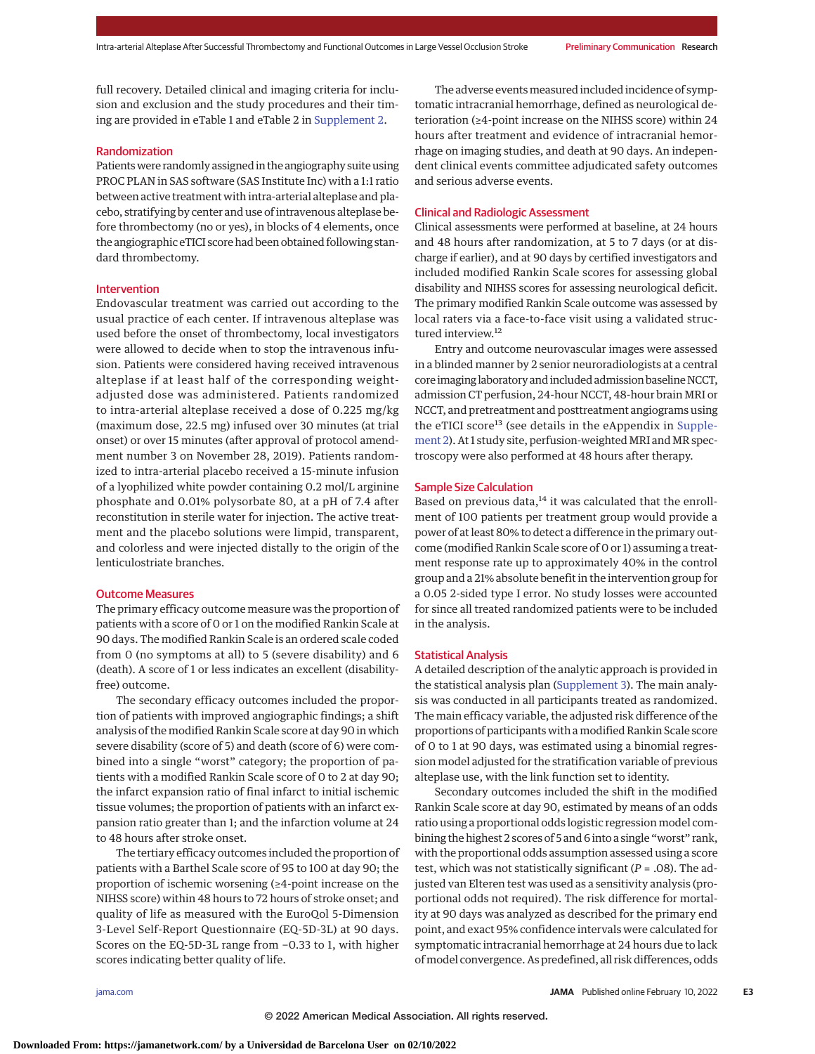full recovery. Detailed clinical and imaging criteria for inclusion and exclusion and the study procedures and their timing are provided in eTable 1 and eTable 2 in Supplement 2.

## Randomization

Patients were randomly assigned in the angiography suite using PROC PLAN in SAS software (SAS Institute Inc) with a 1:1 ratio between active treatment with intra-arterial alteplase and placebo, stratifying by center and use of intravenous alteplase before thrombectomy (no or yes), in blocks of 4 elements, once the angiographic eTICI score had been obtained following standard thrombectomy.

## Intervention

Endovascular treatment was carried out according to the usual practice of each center. If intravenous alteplase was used before the onset of thrombectomy, local investigators were allowed to decide when to stop the intravenous infusion. Patients were considered having received intravenous alteplase if at least half of the corresponding weight-adjusted dose was administered. Patients randomized to intra-arterial alteplase received a dose of 0.225 mg/kg (maximum dose, 22.5 mg) infused over 30 minutes (at trial onset) or over 15 minutes (after approval of protocol amendment number 3 on November 28, 2019). Patients randomized to intra-arterial placebo received a 15-minute infusion of a lyophilized white powder containing 0.2 mol/L arginine phosphate and 0.01% polysorbate 80, at a pH of 7.4 after reconstitution in sterile water for injection. The active treatment and the placebo solutions were limpid, transparent, and colorless and were injected distally to the origin of the lenticulostriate branches.

## Outcome Measures

The primary efficacy outcome measure was the proportion of patients with a score of 0 or 1 on the modified Rankin Scale at 90 days. The modified Rankin Scale is an ordered scale coded from 0 (no symptoms at all) to 5 (severe disability) and 6 (death). A score of 1 or less indicates an excellent (disability-free) outcome.

The secondary efficacy outcomes included the proportion of patients with improved angiographic findings; a shift analysis of the modified Rankin Scale score at day 90 in which severe disability (score of 5) and death (score of 6) were combined into a single "worst" category; the proportion of patients with a modified Rankin Scale score of 0 to 2 at day 90; the infarct expansion ratio of final infarct to initial ischemic tissue volumes; the proportion of patients with an infarct expansion ratio greater than 1; and the infarction volume at 24 to 48 hours after stroke onset.

The tertiary efficacy outcomes included the proportion of patients with a Barthel Scale score of 95 to 100 at day 90; the proportion of ischemic worsening (≥4-point increase on the NIHSS score) within 48 hours to 72 hours of stroke onset; and quality of life as measured with the EuroQol 5-Dimension 3-Level Self-Report Questionnaire (EQ-5D-3L) at 90 days. Scores on the EQ-5D-3L range from −0.33 to 1, with higher scores indicating better quality of life.

The adverse events measured included incidence of symptomatic intracranial hemorrhage, defined as neurological deterioration (≥4-point increase on the NIHSS score) within 24 hours after treatment and evidence of intracranial hemorrhage on imaging studies, and death at 90 days. An independent clinical events committee adjudicated safety outcomes and serious adverse events.

## Clinical and Radiologic Assessment

Clinical assessments were performed at baseline, at 24 hours and 48 hours after randomization, at 5 to 7 days (or at discharge if earlier), and at 90 days by certified investigators and included modified Rankin Scale scores for assessing global disability and NIHSS scores for assessing neurological deficit. The primary modified Rankin Scale outcome was assessed by local raters via a face-to-face visit using a validated structured interview.[12]

Entry and outcome neurovascular images were assessed in a blinded manner by 2 senior neuroradiologists at a central core imaging laboratory and included admission baseline NCCT, admission CT perfusion, 24-hour NCCT, 48-hour brain MRI or NCCT, and pretreatment and posttreatment angiograms using the eTICI score[13] (see details in the eAppendix in Supplement 2). At 1 study site, perfusion-weighted MRI and MR spectroscopy were also performed at 48 hours after therapy.

## Sample Size Calculation

Based on previous data,[14] it was calculated that the enrollment of 100 patients per treatment group would provide a power of at least 80% to detect a difference in the primary outcome (modified Rankin Scale score of 0 or 1) assuming a treatment response rate up to approximately 40% in the control group and a 21% absolute benefit in the intervention group for a 0.05 2-sided type I error. No study losses were accounted for since all treated randomized patients were to be included in the analysis.

## Statistical Analysis

A detailed description of the analytic approach is provided in the statistical analysis plan (Supplement 3). The main analysis was conducted in all participants treated as randomized. The main efficacy variable, the adjusted risk difference of the proportions of participants with a modified Rankin Scale score of 0 to 1 at 90 days, was estimated using a binomial regression model adjusted for the stratification variable of previous alteplase use, with the link function set to identity.

Secondary outcomes included the shift in the modified Rankin Scale score at day 90, estimated by means of an odds ratio using a proportional odds logistic regression model combining the highest 2 scores of 5 and 6 into a single "worst" rank, with the proportional odds assumption assessed using a score test, which was not statistically significant ($P = .08$). The adjusted van Elteren test was used as a sensitivity analysis (proportional odds not required). The risk difference for mortality at 90 days was analyzed as described for the primary end point, and exact 95% confidence intervals were calculated for symptomatic intracranial hemorrhage at 24 hours due to lack of model convergence. As predefined, all risk differences, odds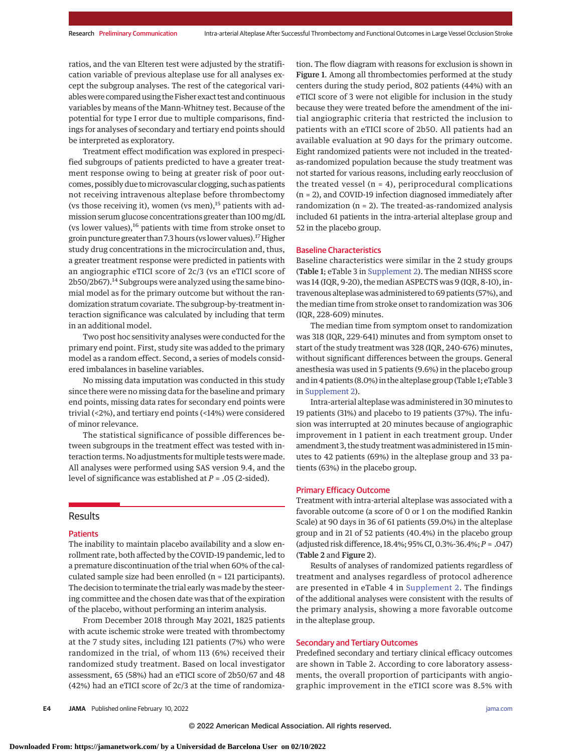ratios, and the van Elteren test were adjusted by the stratification variable of previous alteplase use for all analyses except the subgroup analyses. The rest of the categorical variables were compared using the Fisher exact test and continuous variables by means of the Mann-Whitney test. Because of the potential for type I error due to multiple comparisons, findings for analyses of secondary and tertiary end points should be interpreted as exploratory.

Treatment effect modification was explored in prespecified subgroups of patients predicted to have a greater treatment response owing to being at greater risk of poor outcomes, possibly due to microvascular clogging, such as patients not receiving intravenous alteplase before thrombectomy (vs those receiving it), women (vs men),[15] patients with admission serum glucose concentrations greater than 100 mg/dL (vs lower values),[16] patients with time from stroke onset to groin puncture greater than 7.3 hours (vs lower values).[17] Higher study drug concentrations in the microcirculation and, thus, a greater treatment response were predicted in patients with an angiographic eTICI score of 2c/3 (vs an eTICI score of 2b50/2b67).[14] Subgroups were analyzed using the same binomial model as for the primary outcome but without the randomization stratum covariate. The subgroup-by-treatment interaction significance was calculated by including that term in an additional model.

Two post hoc sensitivity analyses were conducted for the primary end point. First, study site was added to the primary model as a random effect. Second, a series of models considered imbalances in baseline variables.

No missing data imputation was conducted in this study since there were no missing data for the baseline and primary end points, missing data rates for secondary end points were trivial (<2%), and tertiary end points (<14%) were considered of minor relevance.

The statistical significance of possible differences between subgroups in the treatment effect was tested with interaction terms. No adjustments for multiple tests were made. All analyses were performed using SAS version 9.4, and the level of significance was established at $P$ = .05 (2-sided).

## Results

### Patients

The inability to maintain placebo availability and a slow enrollment rate, both affected by the COVID-19 pandemic, led to a premature discontinuation of the trial when 60% of the calculated sample size had been enrolled (n = 121 participants). The decision to terminate the trial early was made by the steering committee and the chosen date was that of the expiration of the placebo, without performing an interim analysis.

From December 2018 through May 2021, 1825 patients with acute ischemic stroke were treated with thrombectomy at the 7 study sites, including 121 patients (7%) who were randomized in the trial, of whom 113 (6%) received their randomized study treatment. Based on local investigator assessment, 65 (58%) had an eTICI score of 2b50/67 and 48 (42%) had an eTICI score of 2c/3 at the time of randomization. The flow diagram with reasons for exclusion is shown in **Figure 1**. Among all thrombectomies performed at the study centers during the study period, 802 patients (44%) with an eTICI score of 3 were not eligible for inclusion in the study because they were treated before the amendment of the initial angiographic criteria that restricted the inclusion to patients with an eTICI score of 2b50. All patients had an available evaluation at 90 days for the primary outcome. Eight randomized patients were not included in the treated-as-randomized population because the study treatment was not started for various reasons, including early reocclusion of the treated vessel (n = 4), periprocedural complications (n = 2), and COVID-19 infection diagnosed immediately after randomization (n = 2). The treated-as-randomized analysis included 61 patients in the intra-arterial alteplase group and 52 in the placebo group.

### Baseline Characteristics

Baseline characteristics were similar in the 2 study groups (**Table 1**; eTable 3 in Supplement 2). The median NIHSS score was 14 (IQR, 9-20), the median ASPECTS was 9 (IQR, 8-10), intravenous alteplase was administered to 69 patients (57%), and the median time from stroke onset to randomization was 306 (IQR, 228-609) minutes.

The median time from symptom onset to randomization was 318 (IQR, 229-641) minutes and from symptom onset to start of the study treatment was 328 (IQR, 240-676) minutes, without significant differences between the groups. General anesthesia was used in 5 patients (9.6%) in the placebo group and in 4 patients (8.0%) in the alteplase group (Table 1; eTable 3 in Supplement 2).

Intra-arterial alteplase was administered in 30 minutes to 19 patients (31%) and placebo to 19 patients (37%). The infusion was interrupted at 20 minutes because of angiographic improvement in 1 patient in each treatment group. Under amendment 3, the study treatment was administered in 15 minutes to 42 patients (69%) in the alteplase group and 33 patients (63%) in the placebo group.

### Primary Efficacy Outcome

Treatment with intra-arterial alteplase was associated with a favorable outcome (a score of 0 or 1 on the modified Rankin Scale) at 90 days in 36 of 61 patients (59.0%) in the alteplase group and in 21 of 52 patients (40.4%) in the placebo group (adjusted risk difference, 18.4%; 95% CI, 0.3%-36.4%; $P$ = .047) (**Table 2** and **Figure 2**).

Results of analyses of randomized patients regardless of treatment and analyses regardless of protocol adherence are presented in eTable 4 in Supplement 2. The findings of the additional analyses were consistent with the results of the primary analysis, showing a more favorable outcome in the alteplase group.

### Secondary and Tertiary Outcomes

Predefined secondary and tertiary clinical efficacy outcomes are shown in Table 2. According to core laboratory assessments, the overall proportion of participants with angiographic improvement in the eTICI score was 8.5% with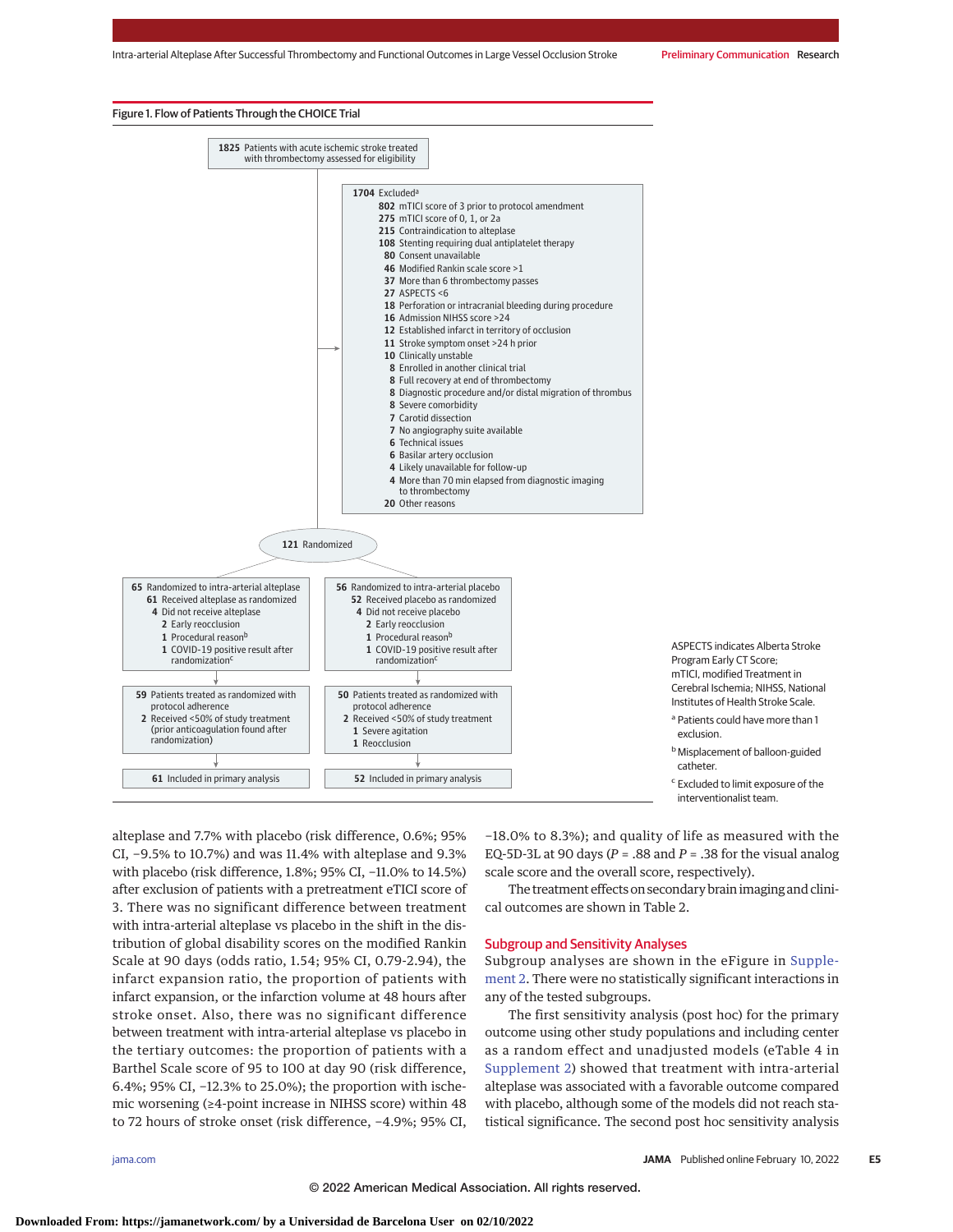Figure 1. Flow of Patients Through the CHOICE Trial

**1825** Patients with acute ischemic stroke treated with thrombectomy assessed for eligibility

**1704** Excluded[a]
- **802** mTICI score of 3 prior to protocol amendment
- **275** mTICI score of 0, 1, or 2a
- **215** Contraindication to alteplase
- **108** Stenting requiring dual antiplatelet therapy
- **80** Consent unavailable
- **46** Modified Rankin scale score >1
- **37** More than 6 thrombectomy passes
- **27** ASPECTS <6
- **18** Perforation or intracranial bleeding during procedure
- **16** Admission NIHSS score >24
- **12** Established infarct in territory of occlusion
- **11** Stroke symptom onset >24 h prior
- **10** Clinically unstable
- **8** Enrolled in another clinical trial
- **8** Full recovery at end of thrombectomy
- **8** Diagnostic procedure and/or distal migration of thrombus
- **8** Severe comorbidity
- **7** Carotid dissection
- **7** No angiography suite available
- **6** Technical issues
- **6** Basilar artery occlusion
- **4** Likely unavailable for follow-up
- **4** More than 70 min elapsed from diagnostic imaging to thrombectomy
- **20** Other reasons

**121** Randomized

**65** Randomized to intra-arterial alteplase
- **61** Received alteplase as randomized
- **4** Did not receive alteplase
  - **2** Early reocclusion
  - **1** Procedural reason[b]
  - **1** COVID-19 positive result after randomization[c]

**59** Patients treated as randomized with protocol adherence
- **2** Received <50% of study treatment (prior anticoagulation found after randomization)

**61** Included in primary analysis

**56** Randomized to intra-arterial placebo
- **52** Received placebo as randomized
- **4** Did not receive placebo
  - **2** Early reocclusion
  - **1** Procedural reason[b]
  - **1** COVID-19 positive result after randomization[c]

**50** Patients treated as randomized with protocol adherence
- **2** Received <50% of study treatment
  - **1** Severe agitation
  - **1** Reocclusion

**52** Included in primary analysis

ASPECTS indicates Alberta Stroke Program Early CT Score; mTICI, modified Treatment in Cerebral Ischemia; NIHSS, National Institutes of Health Stroke Scale.

[a] Patients could have more than 1 exclusion.

[b] Misplacement of balloon-guided catheter.

[c] Excluded to limit exposure of the interventionalist team.

alteplase and 7.7% with placebo (risk difference, 0.6%; 95% CI, −9.5% to 10.7%) and was 11.4% with alteplase and 9.3% with placebo (risk difference, 1.8%; 95% CI, −11.0% to 14.5%) after exclusion of patients with a pretreatment eTICI score of 3. There was no significant difference between treatment with intra-arterial alteplase vs placebo in the shift in the distribution of global disability scores on the modified Rankin Scale at 90 days (odds ratio, 1.54; 95% CI, 0.79-2.94), the infarct expansion ratio, the proportion of patients with infarct expansion, or the infarction volume at 48 hours after stroke onset. Also, there was no significant difference between treatment with intra-arterial alteplase vs placebo in the tertiary outcomes: the proportion of patients with a Barthel Scale score of 95 to 100 at day 90 (risk difference, 6.4%; 95% CI, −12.3% to 25.0%); the proportion with ischemic worsening (≥4-point increase in NIHSS score) within 48 to 72 hours of stroke onset (risk difference, −4.9%; 95% CI, −18.0% to 8.3%); and quality of life as measured with the EQ-5D-3L at 90 days ($P$ = .88 and $P$ = .38 for the visual analog scale score and the overall score, respectively).

The treatment effects on secondary brain imaging and clinical outcomes are shown in Table 2.

## Subgroup and Sensitivity Analyses

Subgroup analyses are shown in the eFigure in Supplement 2. There were no statistically significant interactions in any of the tested subgroups.

The first sensitivity analysis (post hoc) for the primary outcome using other study populations and including center as a random effect and unadjusted models (eTable 4 in Supplement 2) showed that treatment with intra-arterial alteplase was associated with a favorable outcome compared with placebo, although some of the models did not reach statistical significance. The second post hoc sensitivity analysis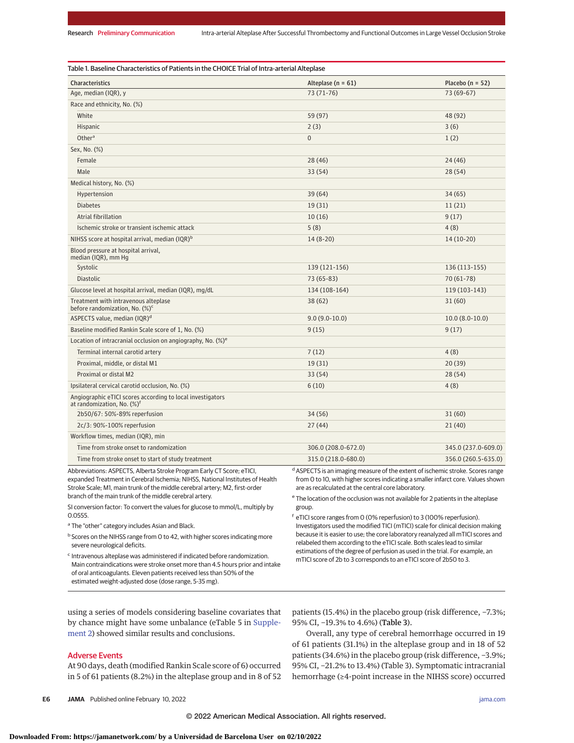Table 1. Baseline Characteristics of Patients in the CHOICE Trial of Intra-arterial Alteplase

| Characteristics | Alteplase (n = 61) | Placebo (n = 52) |
|---|---|---|
| Age, median (IQR), y | 73 (71-76) | 73 (69-67) |
| Race and ethnicity, No. (%) | | |
| White | 59 (97) | 48 (92) |
| Hispanic | 2 (3) | 3 (6) |
| Other[a] | 0 | 1 (2) |
| Sex, No. (%) | | |
| Female | 28 (46) | 24 (46) |
| Male | 33 (54) | 28 (54) |
| Medical history, No. (%) | | |
| Hypertension | 39 (64) | 34 (65) |
| Diabetes | 19 (31) | 11 (21) |
| Atrial fibrillation | 10 (16) | 9 (17) |
| Ischemic stroke or transient ischemic attack | 5 (8) | 4 (8) |
| NIHSS score at hospital arrival, median (IQR)[b] | 14 (8-20) | 14 (10-20) |
| Blood pressure at hospital arrival, median (IQR), mm Hg | | |
| Systolic | 139 (121-156) | 136 (113-155) |
| Diastolic | 73 (65-83) | 70 (61-78) |
| Glucose level at hospital arrival, median (IQR), mg/dL | 134 (108-164) | 119 (103-143) |
| Treatment with intravenous alteplase before randomization, No. (%)[c] | 38 (62) | 31 (60) |
| ASPECTS value, median (IQR)[d] | 9.0 (9.0-10.0) | 10.0 (8.0-10.0) |
| Baseline modified Rankin Scale score of 1, No. (%) | 9 (15) | 9 (17) |
| Location of intracranial occlusion on angiography, No. (%)[e] | | |
| Terminal internal carotid artery | 7 (12) | 4 (8) |
| Proximal, middle, or distal M1 | 19 (31) | 20 (39) |
| Proximal or distal M2 | 33 (54) | 28 (54) |
| Ipsilateral cervical carotid occlusion, No. (%) | 6 (10) | 4 (8) |
| Angiographic eTICI scores according to local investigators at randomization, No. (%)[f] | | |
| 2b50/67: 50%-89% reperfusion | 34 (56) | 31 (60) |
| 2c/3: 90%-100% reperfusion | 27 (44) | 21 (40) |
| Workflow times, median (IQR), min | | |
| Time from stroke onset to randomization | 306.0 (208.0-672.0) | 345.0 (237.0-609.0) |
| Time from stroke onset to start of study treatment | 315.0 (218.0-680.0) | 356.0 (260.5-635.0) |

Abbreviations: ASPECTS, Alberta Stroke Program Early CT Score; eTICI, expanded Treatment in Cerebral Ischemia; NIHSS, National Institutes of Health Stroke Scale; M1, main trunk of the middle cerebral artery; M2, first-order branch of the main trunk of the middle cerebral artery.

SI conversion factor: To convert the values for glucose to mmol/L, multiply by 0.0555.

[a] The "other" category includes Asian and Black.

[b] Scores on the NIHSS range from 0 to 42, with higher scores indicating more severe neurological deficits.

[c] Intravenous alteplase was administered if indicated before randomization. Main contraindications were stroke onset more than 4.5 hours prior and intake of oral anticoagulants. Eleven patients received less than 50% of the estimated weight-adjusted dose (dose range, 5-35 mg).

[d] ASPECTS is an imaging measure of the extent of ischemic stroke. Scores range from 0 to 10, with higher scores indicating a smaller infarct core. Values shown are as recalculated at the central core laboratory.

[e] The location of the occlusion was not available for 2 patients in the alteplase group.

[f] eTICI score ranges from 0 (0% reperfusion) to 3 (100% reperfusion). Investigators used the modified TICI (mTICI) scale for clinical decision making because it is easier to use; the core laboratory reanalyzed all mTICI scores and relabeled them according to the eTICI scale. Both scales lead to similar estimations of the degree of perfusion as used in the trial. For example, an mTICI score of 2b to 3 corresponds to an eTICI score of 2b50 to 3.

using a series of models considering baseline covariates that by chance might have some unbalance (eTable 5 in Supplement 2) showed similar results and conclusions.

## Adverse Events

At 90 days, death (modified Rankin Scale score of 6) occurred in 5 of 61 patients (8.2%) in the alteplase group and in 8 of 52 patients (15.4%) in the placebo group (risk difference, −7.3%; 95% CI, −19.3% to 4.6%) (**Table 3**).

Overall, any type of cerebral hemorrhage occurred in 19 of 61 patients (31.1%) in the alteplase group and in 18 of 52 patients (34.6%) in the placebo group (risk difference, −3.9%; 95% CI, −21.2% to 13.4%) (Table 3). Symptomatic intracranial hemorrhage (≥4-point increase in the NIHSS score) occurred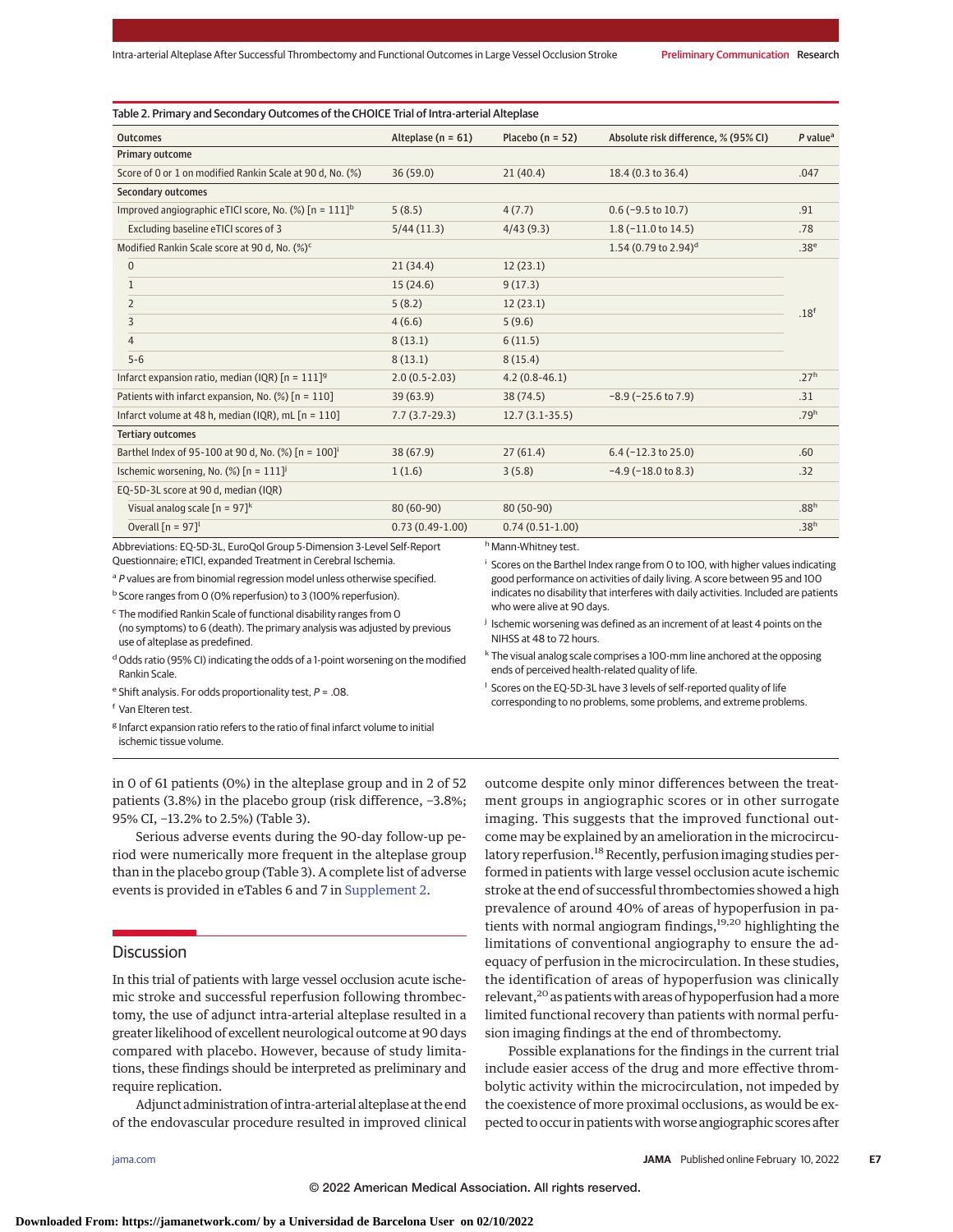Table 2. Primary and Secondary Outcomes of the CHOICE Trial of Intra-arterial Alteplase

| Outcomes | Alteplase (n = 61) | Placebo (n = 52) | Absolute risk difference, % (95% CI) | P value[a] |
|---|---|---|---|---|
| **Primary outcome** | | | | |
| Score of 0 or 1 on modified Rankin Scale at 90 d, No. (%) | 36 (59.0) | 21 (40.4) | 18.4 (0.3 to 36.4) | .047 |
| **Secondary outcomes** | | | | |
| Improved angiographic eTICI score, No. (%) [n = 111][b] | 5 (8.5) | 4 (7.7) | 0.6 (−9.5 to 10.7) | .91 |
| Excluding baseline eTICI scores of 3 | 5/44 (11.3) | 4/43 (9.3) | 1.8 (−11.0 to 14.5) | .78 |
| Modified Rankin Scale score at 90 d, No. (%)[c] | | | 1.54 (0.79 to 2.94)[d] | .38[e] |
| 0 | 21 (34.4) | 12 (23.1) | | .18[f] |
| 1 | 15 (24.6) | 9 (17.3) | | |
| 2 | 5 (8.2) | 12 (23.1) | | |
| 3 | 4 (6.6) | 5 (9.6) | | |
| 4 | 8 (13.1) | 6 (11.5) | | |
| 5-6 | 8 (13.1) | 8 (15.4) | | |
| Infarct expansion ratio, median (IQR) [n = 111][g] | 2.0 (0.5-2.03) | 4.2 (0.8-46.1) | | .27[h] |
| Patients with infarct expansion, No. (%) [n = 110] | 39 (63.9) | 38 (74.5) | −8.9 (−25.6 to 7.9) | .31 |
| Infarct volume at 48 h, median (IQR), mL [n = 110] | 7.7 (3.7-29.3) | 12.7 (3.1-35.5) | | .79[h] |
| **Tertiary outcomes** | | | | |
| Barthel Index of 95-100 at 90 d, No. (%) [n = 100][i] | 38 (67.9) | 27 (61.4) | 6.4 (−12.3 to 25.0) | .60 |
| Ischemic worsening, No. (%) [n = 111][j] | 1 (1.6) | 3 (5.8) | −4.9 (−18.0 to 8.3) | .32 |
| EQ-5D-3L score at 90 d, median (IQR) | | | | |
| Visual analog scale [n = 97][k] | 80 (60-90) | 80 (50-90) | | .88[h] |
| Overall [n = 97][l] | 0.73 (0.49-1.00) | 0.74 (0.51-1.00) | | .38[h] |

Abbreviations: EQ-5D-3L, EuroQol Group 5-Dimension 3-Level Self-Report Questionnaire; eTICI, expanded Treatment in Cerebral Ischemia.

[a] *P* values are from binomial regression model unless otherwise specified.

[b] Score ranges from 0 (0% reperfusion) to 3 (100% reperfusion).

[c] The modified Rankin Scale of functional disability ranges from 0 (no symptoms) to 6 (death). The primary analysis was adjusted by previous use of alteplase as predefined.

[d] Odds ratio (95% CI) indicating the odds of a 1-point worsening on the modified Rankin Scale.

[e] Shift analysis. For odds proportionality test, *P* = .08.

[f] Van Elteren test.

[g] Infarct expansion ratio refers to the ratio of final infarct volume to initial ischemic tissue volume.

[h] Mann-Whitney test.

[i] Scores on the Barthel Index range from 0 to 100, with higher values indicating good performance on activities of daily living. A score between 95 and 100 indicates no disability that interferes with daily activities. Included are patients who were alive at 90 days.

[j] Ischemic worsening was defined as an increment of at least 4 points on the NIHSS at 48 to 72 hours.

[k] The visual analog scale comprises a 100-mm line anchored at the opposing ends of perceived health-related quality of life.

[l] Scores on the EQ-5D-3L have 3 levels of self-reported quality of life corresponding to no problems, some problems, and extreme problems.

in 0 of 61 patients (0%) in the alteplase group and in 2 of 52 patients (3.8%) in the placebo group (risk difference, −3.8%; 95% CI, −13.2% to 2.5%) (Table 3).

Serious adverse events during the 90-day follow-up period were numerically more frequent in the alteplase group than in the placebo group (Table 3). A complete list of adverse events is provided in eTables 6 and 7 in Supplement 2.

## Discussion

In this trial of patients with large vessel occlusion acute ischemic stroke and successful reperfusion following thrombectomy, the use of adjunct intra-arterial alteplase resulted in a greater likelihood of excellent neurological outcome at 90 days compared with placebo. However, because of study limitations, these findings should be interpreted as preliminary and require replication.

Adjunct administration of intra-arterial alteplase at the end of the endovascular procedure resulted in improved clinical outcome despite only minor differences between the treatment groups in angiographic scores or in other surrogate imaging. This suggests that the improved functional outcome may be explained by an amelioration in the microcirculatory reperfusion.[18] Recently, perfusion imaging studies performed in patients with large vessel occlusion acute ischemic stroke at the end of successful thrombectomies showed a high prevalence of around 40% of areas of hypoperfusion in patients with normal angiogram findings,[19,20] highlighting the limitations of conventional angiography to ensure the adequacy of perfusion in the microcirculation. In these studies, the identification of areas of hypoperfusion was clinically relevant,[20] as patients with areas of hypoperfusion had a more limited functional recovery than patients with normal perfusion imaging findings at the end of thrombectomy.

Possible explanations for the findings in the current trial include easier access of the drug and more effective thrombolytic activity within the microcirculation, not impeded by the coexistence of more proximal occlusions, as would be expected to occur in patients with worse angiographic scores after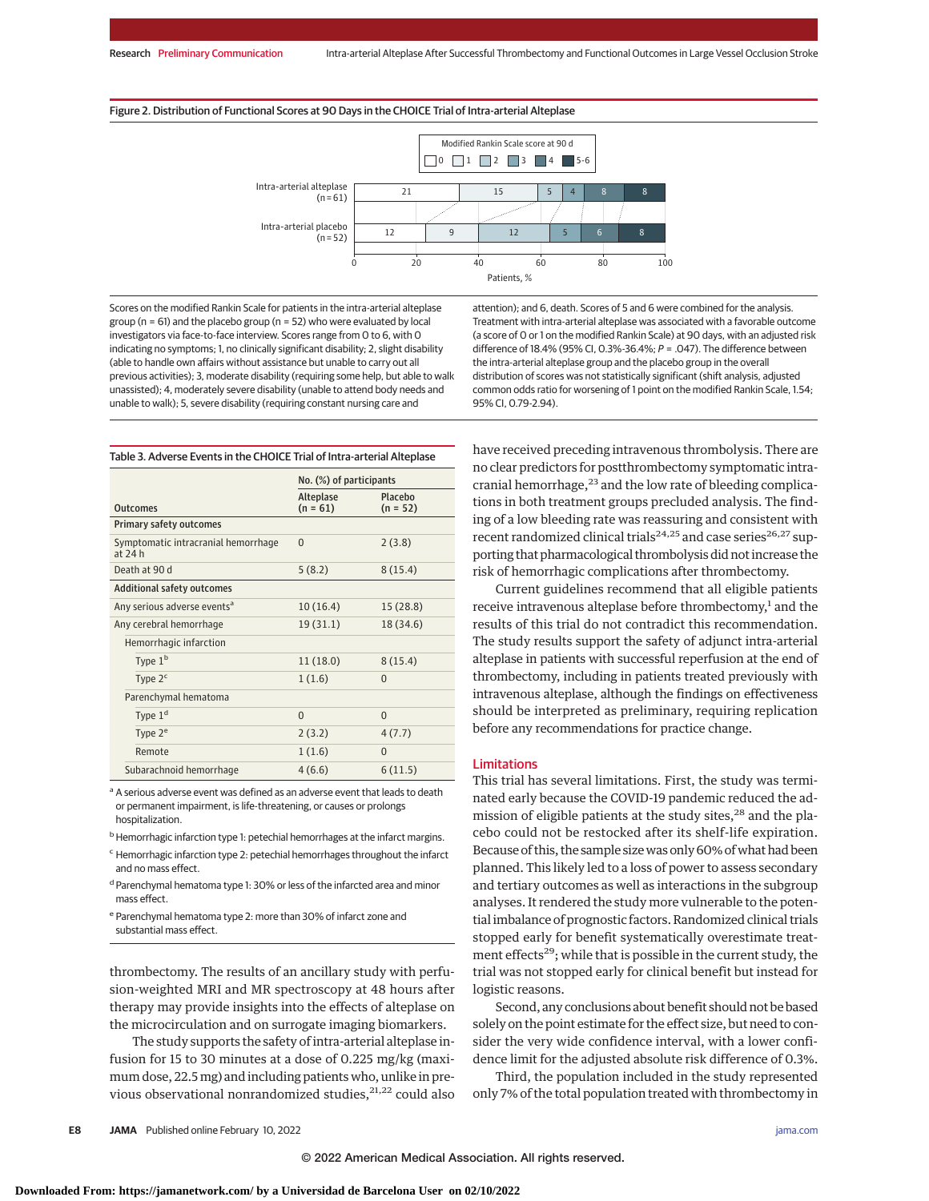Figure 2. Distribution of Functional Scores at 90 Days in the CHOICE Trial of Intra-arterial Alteplase

| | Modified Rankin Scale score at 90 d: 0 | 1 | 2 | 3 | 4 | 5-6 |
|---|---|---|---|---|---|---|
| Intra-arterial alteplase (n = 61) | 21 | 15 | 5 | 4 | 8 | 8 |
| Intra-arterial placebo (n = 52) | 12 | 9 | 12 | 5 | 6 | 8 |

Patients, %

Scores on the modified Rankin Scale for patients in the intra-arterial alteplase group (n = 61) and the placebo group (n = 52) who were evaluated by local investigators via face-to-face interview. Scores range from 0 to 6, with 0 indicating no symptoms; 1, no clinically significant disability; 2, slight disability (able to handle own affairs without assistance but unable to carry out all previous activities); 3, moderate disability (requiring some help, but able to walk unassisted); 4, moderately severe disability (unable to attend body needs and unable to walk); 5, severe disability (requiring constant nursing care and attention); and 6, death. Scores of 5 and 6 were combined for the analysis. Treatment with intra-arterial alteplase was associated with a favorable outcome (a score of 0 or 1 on the modified Rankin Scale) at 90 days, with an adjusted risk difference of 18.4% (95% CI, 0.3%-36.4%; $P = .047$). The difference between the intra-arterial alteplase group and the placebo group in the overall distribution of scores was not statistically significant (shift analysis, adjusted common odds ratio for worsening of 1 point on the modified Rankin Scale, 1.54; 95% CI, 0.79-2.94).

Table 3. Adverse Events in the CHOICE Trial of Intra-arterial Alteplase

| Outcomes | No. (%) of participants: Alteplase (n = 61) | Placebo (n = 52) |
|---|---|---|
| **Primary safety outcomes** | | |
| Symptomatic intracranial hemorrhage at 24 h | 0 | 2 (3.8) |
| Death at 90 d | 5 (8.2) | 8 (15.4) |
| **Additional safety outcomes** | | |
| Any serious adverse events[a] | 10 (16.4) | 15 (28.8) |
| Any cerebral hemorrhage | 19 (31.1) | 18 (34.6) |
| Hemorrhagic infarction | | |
| Type 1[b] | 11 (18.0) | 8 (15.4) |
| Type 2[c] | 1 (1.6) | 0 |
| Parenchymal hematoma | | |
| Type 1[d] | 0 | 0 |
| Type 2[e] | 2 (3.2) | 4 (7.7) |
| Remote | 1 (1.6) | 0 |
| Subarachnoid hemorrhage | 4 (6.6) | 6 (11.5) |

[a] A serious adverse event was defined as an adverse event that leads to death or permanent impairment, is life-threatening, or causes or prolongs hospitalization.

[b] Hemorrhagic infarction type 1: petechial hemorrhages at the infarct margins.

[c] Hemorrhagic infarction type 2: petechial hemorrhages throughout the infarct and no mass effect.

[d] Parenchymal hematoma type 1: 30% or less of the infarcted area and minor mass effect.

[e] Parenchymal hematoma type 2: more than 30% of infarct zone and substantial mass effect.

thrombectomy. The results of an ancillary study with perfusion-weighted MRI and MR spectroscopy at 48 hours after therapy may provide insights into the effects of alteplase on the microcirculation and on surrogate imaging biomarkers.

The study supports the safety of intra-arterial alteplase infusion for 15 to 30 minutes at a dose of 0.225 mg/kg (maximum dose, 22.5 mg) and including patients who, unlike in previous observational nonrandomized studies,[21,22] could also have received preceding intravenous thrombolysis. There are no clear predictors for postthrombectomy symptomatic intracranial hemorrhage,[23] and the low rate of bleeding complications in both treatment groups precluded analysis. The finding of a low bleeding rate was reassuring and consistent with recent randomized clinical trials[24,25] and case series[26,27] supporting that pharmacological thrombolysis did not increase the risk of hemorrhagic complications after thrombectomy.

Current guidelines recommend that all eligible patients receive intravenous alteplase before thrombectomy,[1] and the results of this trial do not contradict this recommendation. The study results support the safety of adjunct intra-arterial alteplase in patients with successful reperfusion at the end of thrombectomy, including in patients treated previously with intravenous alteplase, although the findings on effectiveness should be interpreted as preliminary, requiring replication before any recommendations for practice change.

## Limitations

This trial has several limitations. First, the study was terminated early because the COVID-19 pandemic reduced the admission of eligible patients at the study sites,[28] and the placebo could not be restocked after its shelf-life expiration. Because of this, the sample size was only 60% of what had been planned. This likely led to a loss of power to assess secondary and tertiary outcomes as well as interactions in the subgroup analyses. It rendered the study more vulnerable to the potential imbalance of prognostic factors. Randomized clinical trials stopped early for benefit systematically overestimate treatment effects[29]; while that is possible in the current study, the trial was not stopped early for clinical benefit but instead for logistic reasons.

Second, any conclusions about benefit should not be based solely on the point estimate for the effect size, but need to consider the very wide confidence interval, with a lower confidence limit for the adjusted absolute risk difference of 0.3%.

Third, the population included in the study represented only 7% of the total population treated with thrombectomy in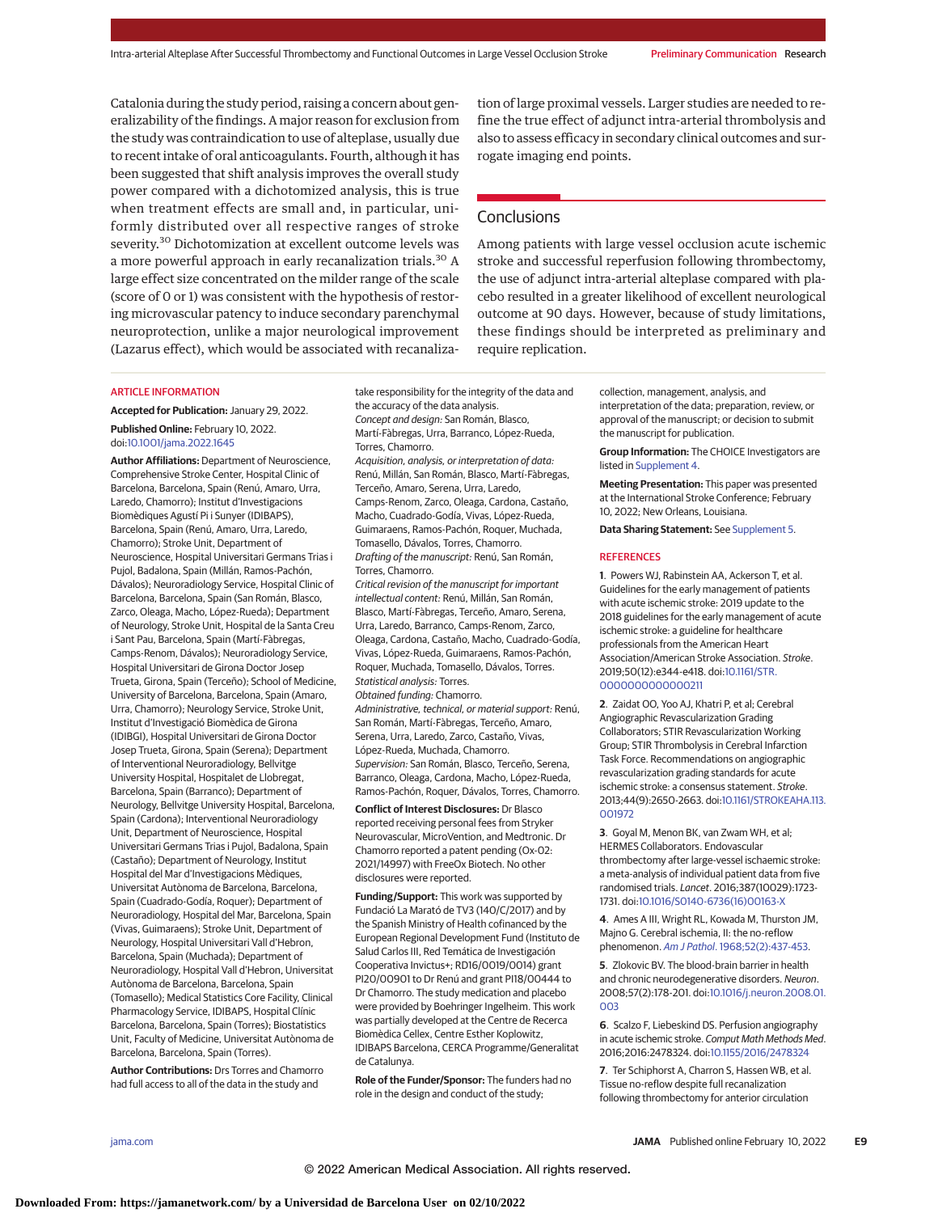Catalonia during the study period, raising a concern about generalizability of the findings. A major reason for exclusion from the study was contraindication to use of alteplase, usually due to recent intake of oral anticoagulants. Fourth, although it has been suggested that shift analysis improves the overall study power compared with a dichotomized analysis, this is true when treatment effects are small and, in particular, uniformly distributed over all respective ranges of stroke severity.[30] Dichotomization at excellent outcome levels was a more powerful approach in early recanalization trials.[30] A large effect size concentrated on the milder range of the scale (score of 0 or 1) was consistent with the hypothesis of restoring microvascular patency to induce secondary parenchymal neuroprotection, unlike a major neurological improvement (Lazarus effect), which would be associated with recanalization of large proximal vessels. Larger studies are needed to refine the true effect of adjunct intra-arterial thrombolysis and also to assess efficacy in secondary clinical outcomes and surrogate imaging end points.

## Conclusions

Among patients with large vessel occlusion acute ischemic stroke and successful reperfusion following thrombectomy, the use of adjunct intra-arterial alteplase compared with placebo resulted in a greater likelihood of excellent neurological outcome at 90 days. However, because of study limitations, these findings should be interpreted as preliminary and require replication.

### ARTICLE INFORMATION

**Accepted for Publication:** January 29, 2022.

**Published Online:** February 10, 2022. doi:10.1001/jama.2022.1645

**Author Affiliations:** Department of Neuroscience, Comprehensive Stroke Center, Hospital Clinic of Barcelona, Barcelona, Spain (Renú, Amaro, Urra, Laredo, Chamorro); Institut d'Investigacions Biomèdiques Agustí Pi i Sunyer (IDIBAPS), Barcelona, Spain (Renú, Amaro, Urra, Laredo, Chamorro); Stroke Unit, Department of Neuroscience, Hospital Universitari Germans Trias i Pujol, Badalona, Spain (Millán, Ramos-Pachón, Dávalos); Neuroradiology Service, Hospital Clinic of Barcelona, Barcelona, Spain (San Román, Blasco, Zarco, Oleaga, Macho, López-Rueda); Department of Neurology, Stroke Unit, Hospital de la Santa Creu i Sant Pau, Barcelona, Spain (Martí-Fàbregas, Camps-Renom, Dávalos); Neuroradiology Service, Hospital Universitari de Girona Doctor Josep Trueta, Girona, Spain (Terceño); School of Medicine, University of Barcelona, Barcelona, Spain (Amaro, Urra, Chamorro); Neurology Service, Stroke Unit, Institut d'Investigació Biomèdica de Girona (IDIBGI), Hospital Universitari de Girona Doctor Josep Trueta, Girona, Spain (Serena); Department of Interventional Neuroradiology, Bellvitge University Hospital, Hospitalet de Llobregat, Barcelona, Spain (Barranco); Department of Neurology, Bellvitge University Hospital, Barcelona, Spain (Cardona); Interventional Neuroradiology Unit, Department of Neuroscience, Hospital Universitari Germans Trias i Pujol, Badalona, Spain (Castaño); Department of Neurology, Institut Hospital del Mar d'Investigacions Mèdiques, Universitat Autònoma de Barcelona, Barcelona, Spain (Cuadrado-Godía, Roquer); Department of Neuroradiology, Hospital del Mar, Barcelona, Spain (Vivas, Guimaraens); Stroke Unit, Department of Neurology, Hospital Universitari Vall d'Hebron, Barcelona, Spain (Muchada); Department of Neuroradiology, Hospital Vall d'Hebron, Universitat Autònoma de Barcelona, Barcelona, Spain (Tomasello); Medical Statistics Core Facility, Clinical Pharmacology Service, IDIBAPS, Hospital Clínic Barcelona, Barcelona, Spain (Torres); Biostatistics Unit, Faculty of Medicine, Universitat Autònoma de Barcelona, Barcelona, Spain (Torres).

**Author Contributions:** Drs Torres and Chamorro had full access to all of the data in the study and take responsibility for the integrity of the data and the accuracy of the data analysis.
*Concept and design:* San Román, Blasco, Martí-Fàbregas, Urra, Barranco, López-Rueda, Torres, Chamorro.
*Acquisition, analysis, or interpretation of data:* Renú, Millán, San Román, Blasco, Martí-Fàbregas, Terceño, Amaro, Serena, Urra, Laredo, Camps-Renom, Zarco, Oleaga, Cardona, Castaño, Macho, Cuadrado-Godía, Vivas, López-Rueda, Guimaraens, Ramos-Pachón, Roquer, Muchada, Tomasello, Dávalos, Torres, Chamorro.
*Drafting of the manuscript:* Renú, San Román, Torres, Chamorro.
*Critical revision of the manuscript for important intellectual content:* Renú, Millán, San Román, Blasco, Martí-Fàbregas, Terceño, Amaro, Serena, Urra, Laredo, Barranco, Camps-Renom, Zarco, Oleaga, Cardona, Castaño, Macho, Cuadrado-Godía, Vivas, López-Rueda, Guimaraens, Ramos-Pachón, Roquer, Muchada, Tomasello, Dávalos, Torres.
*Statistical analysis:* Torres.
*Obtained funding:* Chamorro.
*Administrative, technical, or material support:* Renú, San Román, Martí-Fàbregas, Terceño, Amaro, Serena, Urra, Laredo, Zarco, Castaño, Vivas, López-Rueda, Muchada, Chamorro.
*Supervision:* San Román, Blasco, Terceño, Serena, Barranco, Oleaga, Cardona, Macho, López-Rueda, Ramos-Pachón, Roquer, Dávalos, Torres, Chamorro.

**Conflict of Interest Disclosures:** Dr Blasco reported receiving personal fees from Stryker Neurovascular, MicroVention, and Medtronic. Dr Chamorro reported a patent pending (Ox-02: 2021/14997) with FreeOx Biotech. No other disclosures were reported.

**Funding/Support:** This work was supported by Fundació La Marató de TV3 (140/C/2017) and by the Spanish Ministry of Health cofinanced by the European Regional Development Fund (Instituto de Salud Carlos III, Red Temática de Investigación Cooperativa Invictus+; RD16/0019/0014) grant PI20/00901 to Dr Renú and grant PI18/00444 to Dr Chamorro. The study medication and placebo were provided by Boehringer Ingelheim. This work was partially developed at the Centre de Recerca Biomèdica Cellex, Centre Esther Koplowitz, IDIBAPS Barcelona, CERCA Programme/Generalitat de Catalunya.

**Role of the Funder/Sponsor:** The funders had no role in the design and conduct of the study; collection, management, analysis, and interpretation of the data; preparation, review, or approval of the manuscript; or decision to submit the manuscript for publication.

**Group Information:** The CHOICE Investigators are listed in Supplement 4.

**Meeting Presentation:** This paper was presented at the International Stroke Conference; February 10, 2022; New Orleans, Louisiana.

**Data Sharing Statement:** See Supplement 5.

### REFERENCES

1. Powers WJ, Rabinstein AA, Ackerson T, et al. Guidelines for the early management of patients with acute ischemic stroke: 2019 update to the 2018 guidelines for the early management of acute ischemic stroke: a guideline for healthcare professionals from the American Heart Association/American Stroke Association. *Stroke*. 2019;50(12):e344-e418. doi:10.1161/STR.0000000000000211

2. Zaidat OO, Yoo AJ, Khatri P, et al; Cerebral Angiographic Revascularization Grading Collaborators; STIR Revascularization Working Group; STIR Thrombolysis in Cerebral Infarction Task Force. Recommendations on angiographic revascularization grading standards for acute ischemic stroke: a consensus statement. *Stroke*. 2013;44(9):2650-2663. doi:10.1161/STROKEAHA.113.001972

3. Goyal M, Menon BK, van Zwam WH, et al; HERMES Collaborators. Endovascular thrombectomy after large-vessel ischaemic stroke: a meta-analysis of individual patient data from five randomised trials. *Lancet*. 2016;387(10029):1723-1731. doi:10.1016/S0140-6736(16)00163-X

4. Ames A III, Wright RL, Kowada M, Thurston JM, Majno G. Cerebral ischemia, II: the no-reflow phenomenon. *Am J Pathol*. 1968;52(2):437-453.

5. Zlokovic BV. The blood-brain barrier in health and chronic neurodegenerative disorders. *Neuron*. 2008;57(2):178-201. doi:10.1016/j.neuron.2008.01.003

6. Scalzo F, Liebeskind DS. Perfusion angiography in acute ischemic stroke. *Comput Math Methods Med*. 2016;2016:2478324. doi:10.1155/2016/2478324

7. Ter Schiphorst A, Charron S, Hassen WB, et al. Tissue no-reflow despite full recanalization following thrombectomy for anterior circulation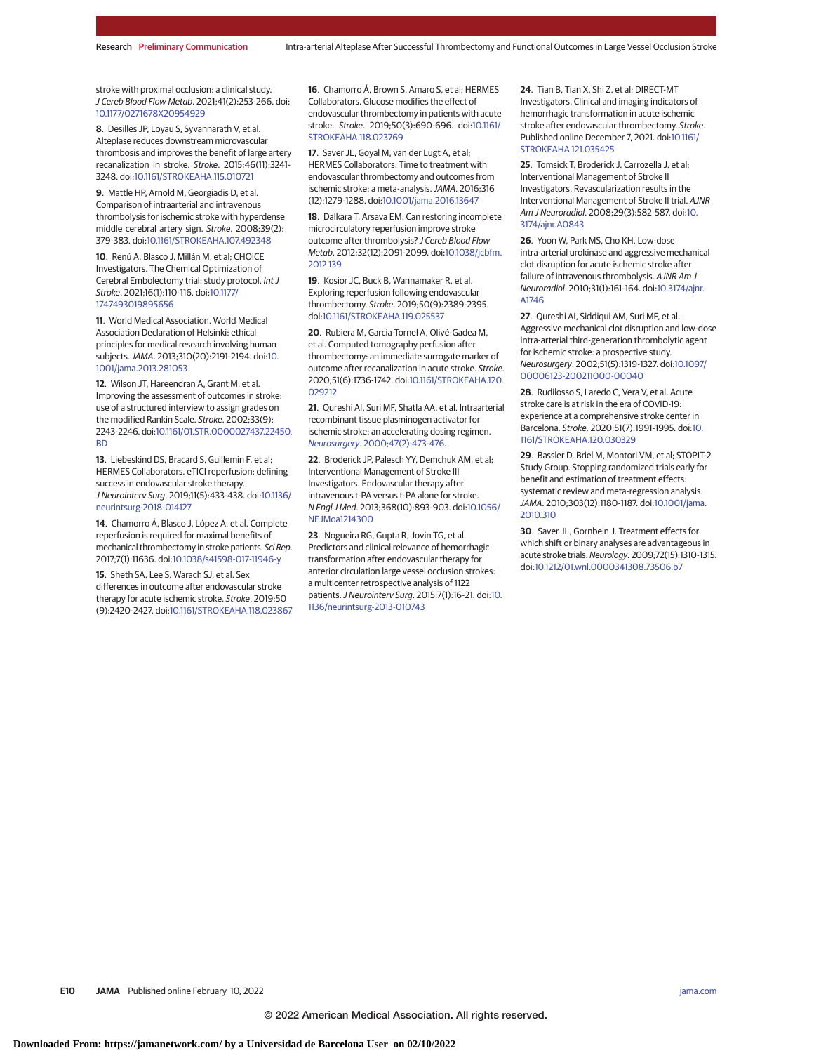stroke with proximal occlusion: a clinical study. *J Cereb Blood Flow Metab*. 2021;41(2):253-266. doi:10.1177/0271678X20954929

8. Desilles JP, Loyau S, Syvannarath V, et al. Alteplase reduces downstream microvascular thrombosis and improves the benefit of large artery recanalization in stroke. *Stroke*. 2015;46(11):3241-3248. doi:10.1161/STROKEAHA.115.010721

9. Mattle HP, Arnold M, Georgiadis D, et al. Comparison of intraarterial and intravenous thrombolysis for ischemic stroke with hyperdense middle cerebral artery sign. *Stroke*. 2008;39(2):379-383. doi:10.1161/STROKEAHA.107.492348

10. Renú A, Blasco J, Millán M, et al; CHOICE Investigators. The Chemical Optimization of Cerebral Embolectomy trial: study protocol. *Int J Stroke*. 2021;16(1):110-116. doi:10.1177/1747493019895656

11. World Medical Association. World Medical Association Declaration of Helsinki: ethical principles for medical research involving human subjects. *JAMA*. 2013;310(20):2191-2194. doi:10.1001/jama.2013.281053

12. Wilson JT, Hareendran A, Grant M, et al. Improving the assessment of outcomes in stroke: use of a structured interview to assign grades on the modified Rankin Scale. *Stroke*. 2002;33(9):2243-2246. doi:10.1161/01.STR.0000027437.22450.BD

13. Liebeskind DS, Bracard S, Guillemin F, et al; HERMES Collaborators. eTICI reperfusion: defining success in endovascular stroke therapy. *J Neurointerv Surg*. 2019;11(5):433-438. doi:10.1136/neurintsurg-2018-014127

14. Chamorro Á, Blasco J, López A, et al. Complete reperfusion is required for maximal benefits of mechanical thrombectomy in stroke patients. *Sci Rep*. 2017;7(1):11636. doi:10.1038/s41598-017-11946-y

15. Sheth SA, Lee S, Warach SJ, et al. Sex differences in outcome after endovascular stroke therapy for acute ischemic stroke. *Stroke*. 2019;50(9):2420-2427. doi:10.1161/STROKEAHA.118.023867

16. Chamorro Á, Brown S, Amaro S, et al; HERMES Collaborators. Glucose modifies the effect of endovascular thrombectomy in patients with acute stroke. *Stroke*. 2019;50(3):690-696. doi:10.1161/STROKEAHA.118.023769

17. Saver JL, Goyal M, van der Lugt A, et al; HERMES Collaborators. Time to treatment with endovascular thrombectomy and outcomes from ischemic stroke: a meta-analysis. *JAMA*. 2016;316(12):1279-1288. doi:10.1001/jama.2016.13647

18. Dalkara T, Arsava EM. Can restoring incomplete microcirculatory reperfusion improve stroke outcome after thrombolysis? *J Cereb Blood Flow Metab*. 2012;32(12):2091-2099. doi:10.1038/jcbfm.2012.139

19. Kosior JC, Buck B, Wannamaker R, et al. Exploring reperfusion following endovascular thrombectomy. *Stroke*. 2019;50(9):2389-2395. doi:10.1161/STROKEAHA.119.025537

20. Rubiera M, Garcia-Tornel A, Olivé-Gadea M, et al. Computed tomography perfusion after thrombectomy: an immediate surrogate marker of outcome after recanalization in acute stroke. *Stroke*. 2020;51(6):1736-1742. doi:10.1161/STROKEAHA.120.029212

21. Qureshi AI, Suri MF, Shatla AA, et al. Intraarterial recombinant tissue plasminogen activator for ischemic stroke: an accelerating dosing regimen. *Neurosurgery*. 2000;47(2):473-476.

22. Broderick JP, Palesch YY, Demchuk AM, et al; Interventional Management of Stroke III Investigators. Endovascular therapy after intravenous t-PA versus t-PA alone for stroke. *N Engl J Med*. 2013;368(10):893-903. doi:10.1056/NEJMoa1214300

23. Nogueira RG, Gupta R, Jovin TG, et al. Predictors and clinical relevance of hemorrhagic transformation after endovascular therapy for anterior circulation large vessel occlusion strokes: a multicenter retrospective analysis of 1122 patients. *J Neurointerv Surg*. 2015;7(1):16-21. doi:10.1136/neurintsurg-2013-010743

24. Tian B, Tian X, Shi Z, et al; DIRECT-MT Investigators. Clinical and imaging indicators of hemorrhagic transformation in acute ischemic stroke after endovascular thrombectomy. *Stroke*. Published online December 7, 2021. doi:10.1161/STROKEAHA.121.035425

25. Tomsick T, Broderick J, Carrozella J, et al; Interventional Management of Stroke II Investigators. Revascularization results in the Interventional Management of Stroke II trial. *AJNR Am J Neuroradiol*. 2008;29(3):582-587. doi:10.3174/ajnr.A0843

26. Yoon W, Park MS, Cho KH. Low-dose intra-arterial urokinase and aggressive mechanical clot disruption for acute ischemic stroke after failure of intravenous thrombolysis. *AJNR Am J Neuroradiol*. 2010;31(1):161-164. doi:10.3174/ajnr.A1746

27. Qureshi AI, Siddiqui AM, Suri MF, et al. Aggressive mechanical clot disruption and low-dose intra-arterial third-generation thrombolytic agent for ischemic stroke: a prospective study. *Neurosurgery*. 2002;51(5):1319-1327. doi:10.1097/00006123-200211000-00040

28. Rudilosso S, Laredo C, Vera V, et al. Acute stroke care is at risk in the era of COVID-19: experience at a comprehensive stroke center in Barcelona. *Stroke*. 2020;51(7):1991-1995. doi:10.1161/STROKEAHA.120.030329

29. Bassler D, Briel M, Montori VM, et al; STOPIT-2 Study Group. Stopping randomized trials early for benefit and estimation of treatment effects: systematic review and meta-regression analysis. *JAMA*. 2010;303(12):1180-1187. doi:10.1001/jama.2010.310

30. Saver JL, Gornbein J. Treatment effects for which shift or binary analyses are advantageous in acute stroke trials. *Neurology*. 2009;72(15):1310-1315. doi:10.1212/01.wnl.0000341308.73506.b7